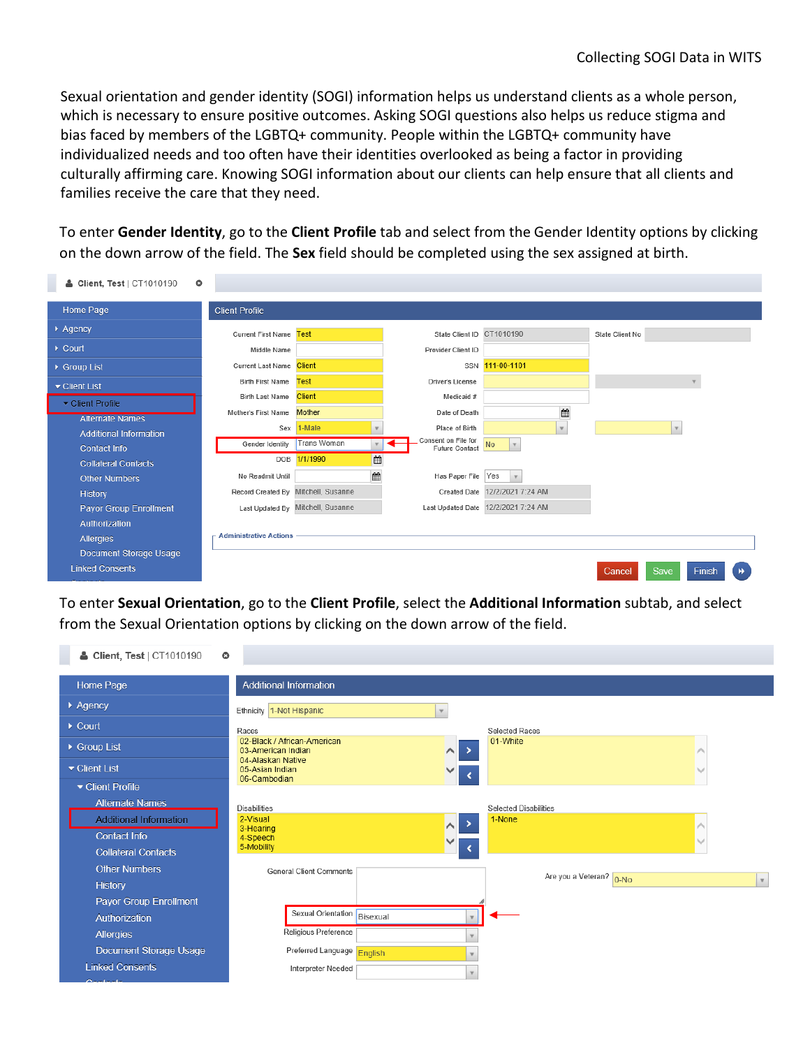Collecting SOGI Data in WITS

Sexual orientation and gender identity (SOGI) information helps us understand clients as a whole person, which is necessary to ensure positive outcomes. Asking SOGI questions also helps us reduce stigma and bias faced by members of the LGBTQ+ community. People within the LGBTQ+ community have individualized needs and too often have their identities overlooked as being a factor in providing culturally affirming care. Knowing SOGI information about our clients can help ensure that all clients and families receive the care that they need.

To enter **Gender Identity**, go to the **Client Profile** tab and select from the Gender Identity options by clicking on the down arrow of the field. The **Sex** field should be completed using the sex assigned at birth.

To enter **Sexual Orientation**, go to the **Client Profile**, select the **Additional Information** subtab, and select from the Sexual Orientation options by clicking on the down arrow of the field.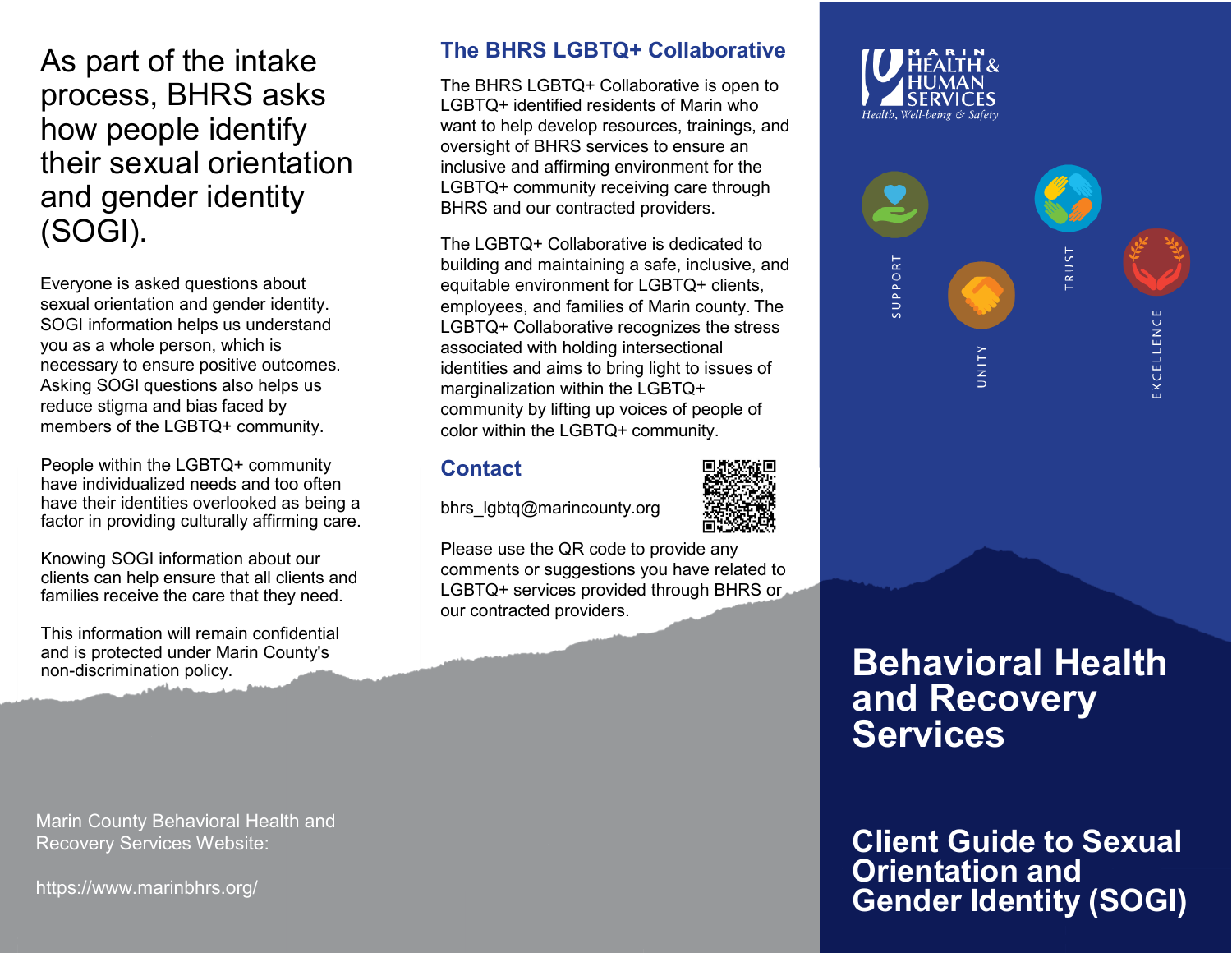# As part of the intake process, BHRS asks how people identify their sexual orientation and gender identity (SOGI).

Everyone is asked questions about sexual orientation and gender identity. SOGI information helps us understand you as a whole person, which is necessary to ensure positive outcomes. Asking SOGI questions also helps us reduce stigma and bias faced by members of the LGBTQ+ community.

People within the LGBTQ+ community have individualized needs and too often have their identities overlooked as being a factor in providing culturally affirming care.

Knowing SOGI information about our clients can help ensure that all clients and families receive the care that they need.

This information will remain confidential and is protected under Marin County's non-discrimination policy.

Marin County Behavioral Health and Recovery Services Website:

https://www.marinbhrs.org/

## The BHRS LGBTQ+ Collaborative

The BHRS LGBTQ+ Collaborative is open to LGBTQ+ identified residents of Marin who want to help develop resources, trainings, and oversight of BHRS services to ensure an inclusive and affirming environment for the LGBTQ+ community receiving care through BHRS and our contracted providers.

The LGBTQ+ Collaborative is dedicated to building and maintaining a safe, inclusive, and equitable environment for LGBTQ+ clients, employees, and families of Marin county. The LGBTQ+ Collaborative recognizes the stress associated with holding intersectional identities and aims to bring light to issues of marginalization within the LGBTQ+ community by lifting up voices of people of color within the LGBTQ+ community.

## Contact

bhrs_lgbtq@marincounty.org

Please use the QR code to provide any comments or suggestions you have related to LGBTQ+ services provided through BHRS or our contracted providers.

MARIN HEALTH & HUMAN SERVICES
Health, Well-being & Safety

SUPPORT

UNITY

TRUST

EXCELLENCE

# Behavioral Health and Recovery Services

## Client Guide to Sexual Orientation and Gender Identity (SOGI)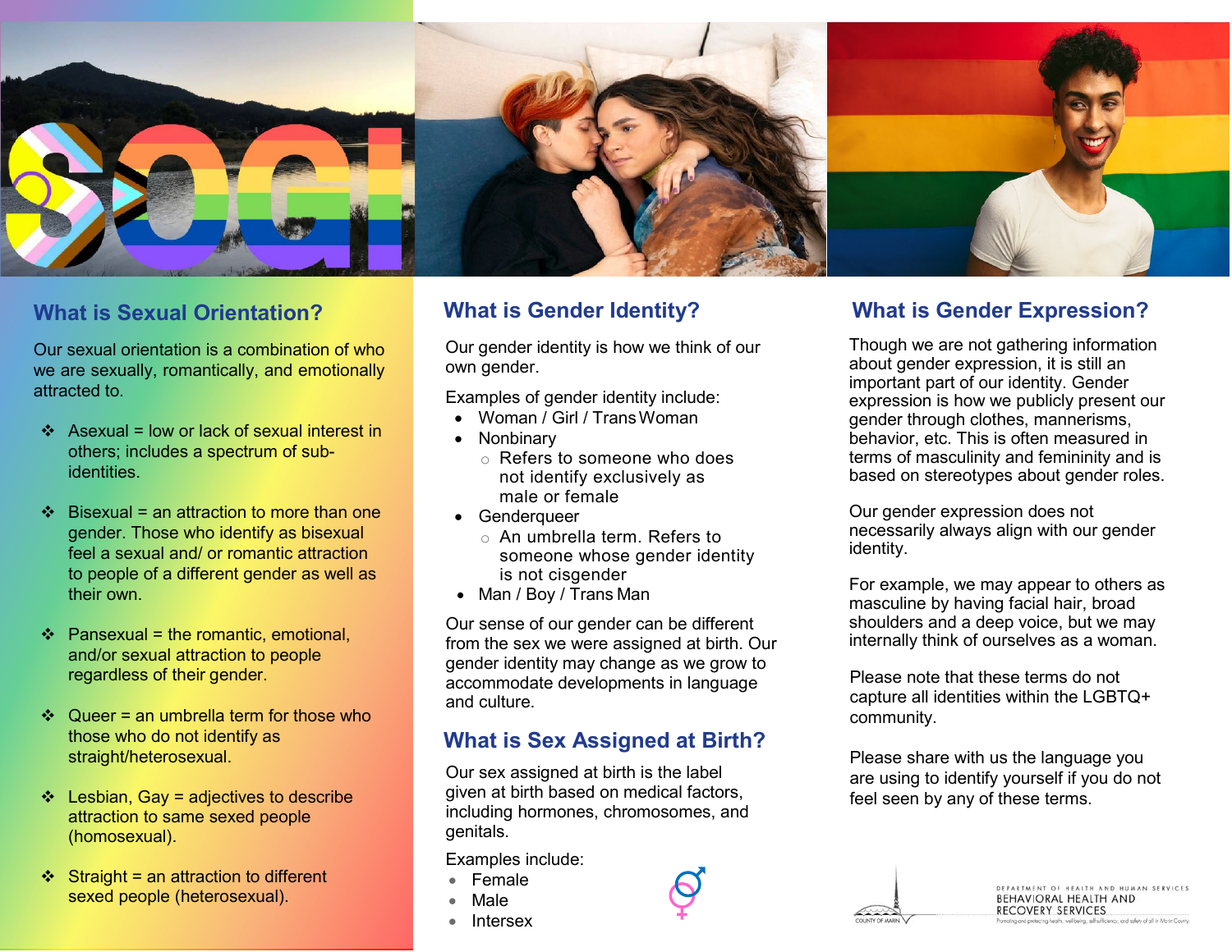## What is Sexual Orientation?

Our sexual orientation is a combination of who we are sexually, romantically, and emotionally attracted to.

- Asexual = low or lack of sexual interest in others; includes a spectrum of sub-identities.
- Bisexual = an attraction to more than one gender. Those who identify as bisexual feel a sexual and/ or romantic attraction to people of a different gender as well as their own.
- Pansexual = the romantic, emotional, and/or sexual attraction to people regardless of their gender.
- Queer = an umbrella term for those who those who do not identify as straight/heterosexual.
- Lesbian, Gay = adjectives to describe attraction to same sexed people (homosexual).
- Straight = an attraction to different sexed people (heterosexual).

## What is Gender Identity?

Our gender identity is how we think of our own gender.

Examples of gender identity include:

- Woman / Girl / Trans Woman
- Nonbinary
  - Refers to someone who does not identify exclusively as male or female
- Genderqueer
  - An umbrella term. Refers to someone whose gender identity is not cisgender
- Man / Boy / Trans Man

Our sense of our gender can be different from the sex we were assigned at birth. Our gender identity may change as we grow to accommodate developments in language and culture.

## What is Sex Assigned at Birth?

Our sex assigned at birth is the label given at birth based on medical factors, including hormones, chromosomes, and genitals.

Examples include:

- Female
- Male
- Intersex

## What is Gender Expression?

Though we are not gathering information about gender expression, it is still an important part of our identity. Gender expression is how we publicly present our gender through clothes, mannerisms, behavior, etc. This is often measured in terms of masculinity and femininity and is based on stereotypes about gender roles.

Our gender expression does not necessarily always align with our gender identity.

For example, we may appear to others as masculine by having facial hair, broad shoulders and a deep voice, but we may internally think of ourselves as a woman.

Please note that these terms do not capture all identities within the LGBTQ+ community.

Please share with us the language you are using to identify yourself if you do not feel seen by any of these terms.

COUNTY OF MARIN

DEPARTMENT OF HEALTH AND HUMAN SERVICES
BEHAVIORAL HEALTH AND RECOVERY SERVICES
Promoting and protecting health, well-being, self-sufficiency, and safety of all in Marin County.